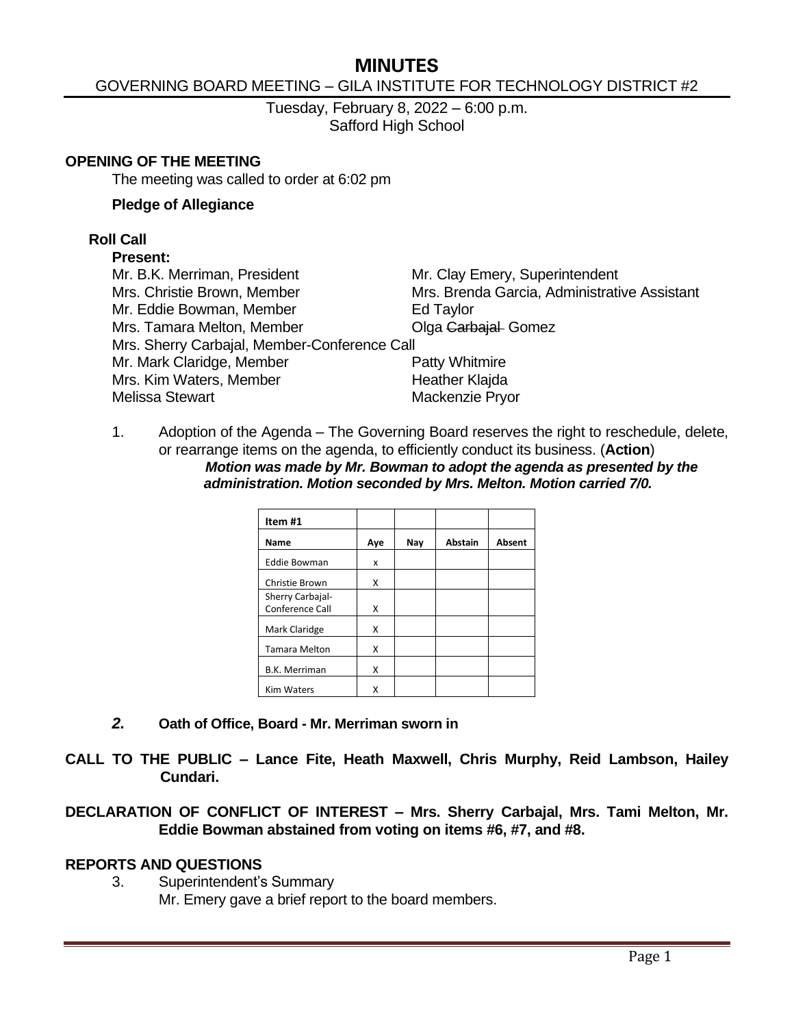# MINUTES

GOVERNING BOARD MEETING – GILA INSTITUTE FOR TECHNOLOGY DISTRICT #2

Tuesday, February 8, 2022 – 6:00 p.m.
Safford High School

## OPENING OF THE MEETING

The meeting was called to order at 6:02 pm

**Pledge of Allegiance**

### Roll Call

**Present:**

Mr. B.K. Merriman, President
Mrs. Christie Brown, Member
Mr. Eddie Bowman, Member
Mrs. Tamara Melton, Member
Mrs. Sherry Carbajal, Member-Conference Call
Mr. Mark Claridge, Member
Mrs. Kim Waters, Member
Melissa Stewart

Mr. Clay Emery, Superintendent
Mrs. Brenda Garcia, Administrative Assistant
Ed Taylor
Olga ~~Carbajal~~ Gomez
Patty Whitmire
Heather Klajda
Mackenzie Pryor

1. Adoption of the Agenda – The Governing Board reserves the right to reschedule, delete, or rearrange items on the agenda, to efficiently conduct its business. (**Action**)
   ***Motion was made by Mr. Bowman to adopt the agenda as presented by the administration. Motion seconded by Mrs. Melton. Motion carried 7/0.***

| Item #1 | | | | |
|---|---|---|---|---|
| **Name** | **Aye** | **Nay** | **Abstain** | **Absent** |
| Eddie Bowman | x | | | |
| Christie Brown | X | | | |
| Sherry Carbajal-Conference Call | X | | | |
| Mark Claridge | X | | | |
| Tamara Melton | X | | | |
| B.K. Merriman | X | | | |
| Kim Waters | X | | | |

2. **Oath of Office, Board - Mr. Merriman sworn in**

**CALL TO THE PUBLIC – Lance Fite, Heath Maxwell, Chris Murphy, Reid Lambson, Hailey Cundari.**

**DECLARATION OF CONFLICT OF INTEREST – Mrs. Sherry Carbajal, Mrs. Tami Melton, Mr. Eddie Bowman abstained from voting on items #6, #7, and #8.**

## REPORTS AND QUESTIONS

3. Superintendent's Summary
   Mr. Emery gave a brief report to the board members.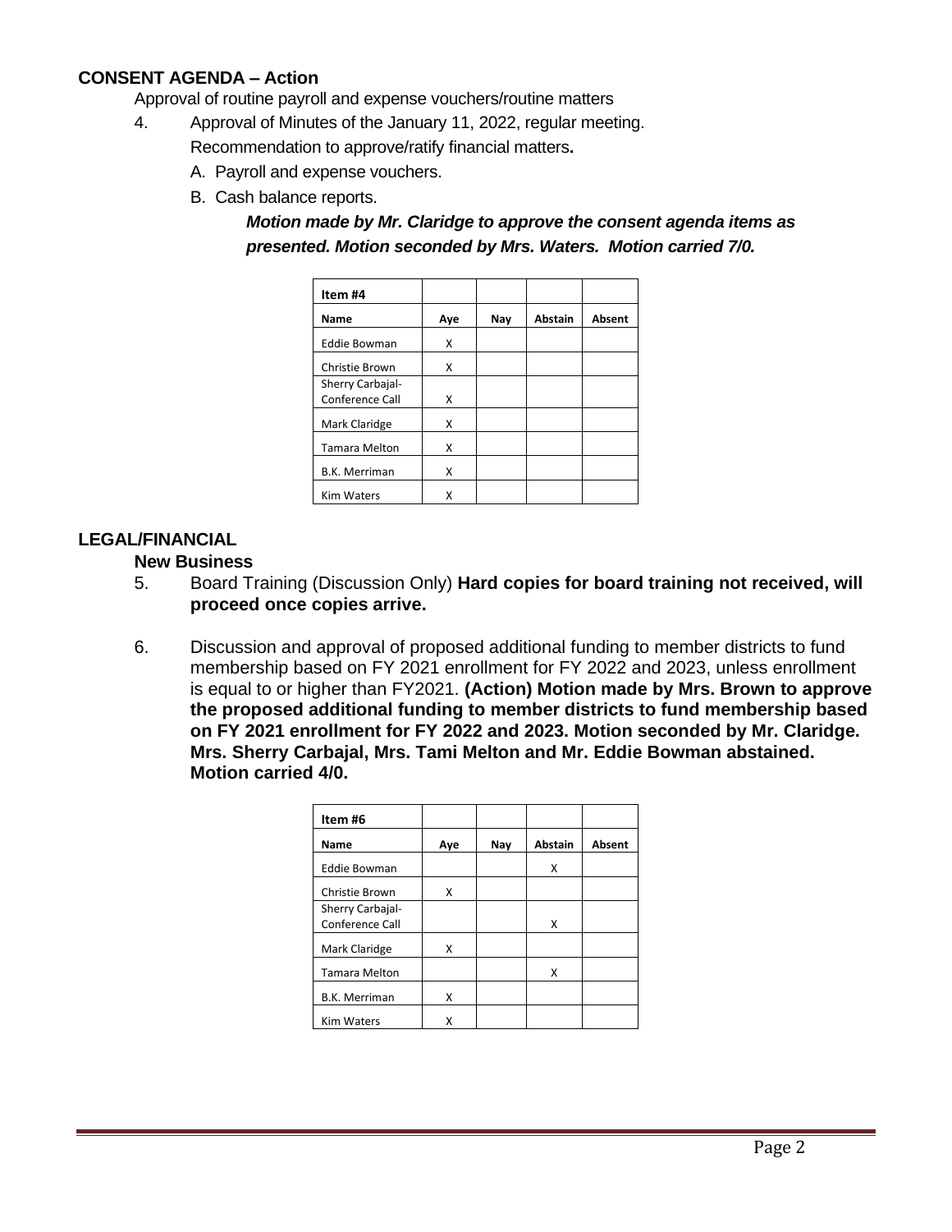### CONSENT AGENDA – Action

Approval of routine payroll and expense vouchers/routine matters

4. Approval of Minutes of the January 11, 2022, regular meeting.

   Recommendation to approve/ratify financial matters**.**

   A. Payroll and expense vouchers.

   B. Cash balance reports.

   ***Motion made by Mr. Claridge to approve the consent agenda items as presented. Motion seconded by Mrs. Waters. Motion carried 7/0.***

| Item #4 | | | | |
|---|---|---|---|---|
| **Name** | **Aye** | **Nay** | **Abstain** | **Absent** |
| Eddie Bowman | X | | | |
| Christie Brown | X | | | |
| Sherry Carbajal-Conference Call | X | | | |
| Mark Claridge | X | | | |
| Tamara Melton | X | | | |
| B.K. Merriman | X | | | |
| Kim Waters | X | | | |

### LEGAL/FINANCIAL

#### New Business

5. Board Training (Discussion Only) **Hard copies for board training not received, will proceed once copies arrive.**

6. Discussion and approval of proposed additional funding to member districts to fund membership based on FY 2021 enrollment for FY 2022 and 2023, unless enrollment is equal to or higher than FY2021. **(Action) Motion made by Mrs. Brown to approve the proposed additional funding to member districts to fund membership based on FY 2021 enrollment for FY 2022 and 2023. Motion seconded by Mr. Claridge. Mrs. Sherry Carbajal, Mrs. Tami Melton and Mr. Eddie Bowman abstained. Motion carried 4/0.**

| Item #6 | | | | |
|---|---|---|---|---|
| **Name** | **Aye** | **Nay** | **Abstain** | **Absent** |
| Eddie Bowman | | | X | |
| Christie Brown | X | | | |
| Sherry Carbajal-Conference Call | | | X | |
| Mark Claridge | X | | | |
| Tamara Melton | | | X | |
| B.K. Merriman | X | | | |
| Kim Waters | X | | | |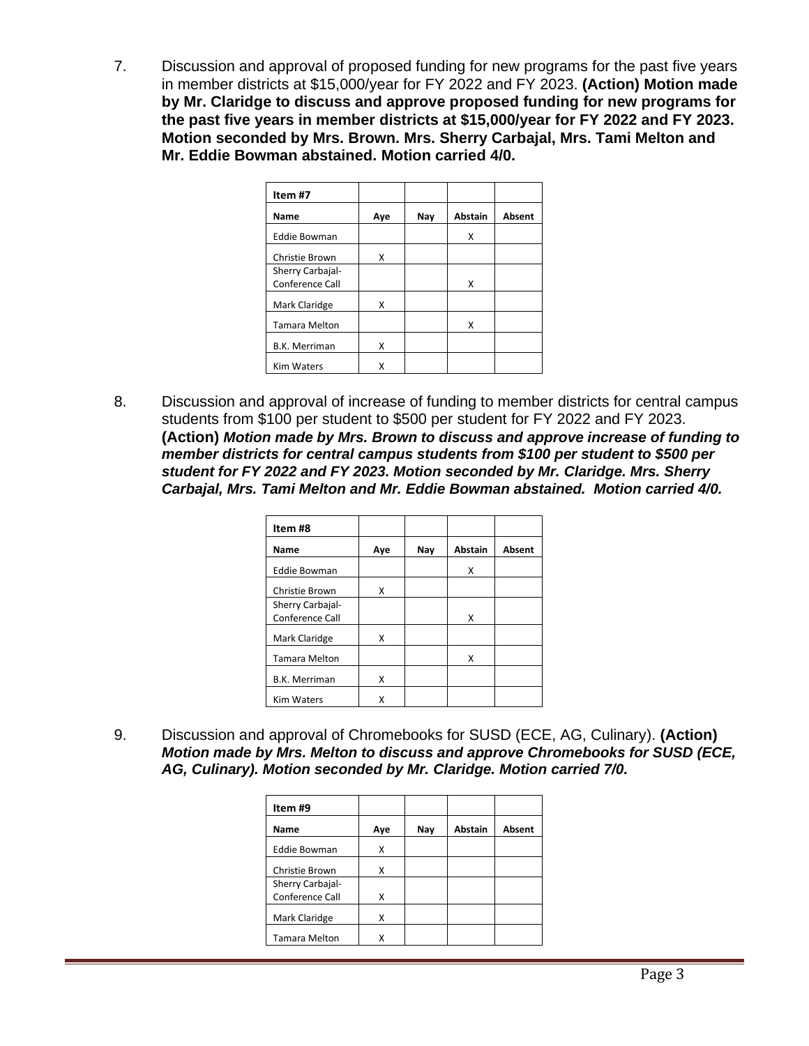7. Discussion and approval of proposed funding for new programs for the past five years in member districts at $15,000/year for FY 2022 and FY 2023. **(Action) Motion made by Mr. Claridge to discuss and approve proposed funding for new programs for the past five years in member districts at $15,000/year for FY 2022 and FY 2023. Motion seconded by Mrs. Brown. Mrs. Sherry Carbajal, Mrs. Tami Melton and Mr. Eddie Bowman abstained. Motion carried 4/0.**

| Item #7 | | | | |
|---|---|---|---|---|
| **Name** | **Aye** | **Nay** | **Abstain** | **Absent** |
| Eddie Bowman | | | X | |
| Christie Brown | X | | | |
| Sherry Carbajal-Conference Call | | | X | |
| Mark Claridge | X | | | |
| Tamara Melton | | | X | |
| B.K. Merriman | X | | | |
| Kim Waters | X | | | |

8. Discussion and approval of increase of funding to member districts for central campus students from $100 per student to $500 per student for FY 2022 and FY 2023. **(Action)** ***Motion made by Mrs. Brown to discuss and approve increase of funding to member districts for central campus students from $100 per student to $500 per student for FY 2022 and FY 2023. Motion seconded by Mr. Claridge. Mrs. Sherry Carbajal, Mrs. Tami Melton and Mr. Eddie Bowman abstained. Motion carried 4/0.***

| Item #8 | | | | |
|---|---|---|---|---|
| **Name** | **Aye** | **Nay** | **Abstain** | **Absent** |
| Eddie Bowman | | | X | |
| Christie Brown | X | | | |
| Sherry Carbajal-Conference Call | | | X | |
| Mark Claridge | X | | | |
| Tamara Melton | | | X | |
| B.K. Merriman | X | | | |
| Kim Waters | X | | | |

9. Discussion and approval of Chromebooks for SUSD (ECE, AG, Culinary). **(Action)** ***Motion made by Mrs. Melton to discuss and approve Chromebooks for SUSD (ECE, AG, Culinary). Motion seconded by Mr. Claridge. Motion carried 7/0.***

| Item #9 | | | | |
|---|---|---|---|---|
| **Name** | **Aye** | **Nay** | **Abstain** | **Absent** |
| Eddie Bowman | X | | | |
| Christie Brown | X | | | |
| Sherry Carbajal-Conference Call | X | | | |
| Mark Claridge | X | | | |
| Tamara Melton | X | | | |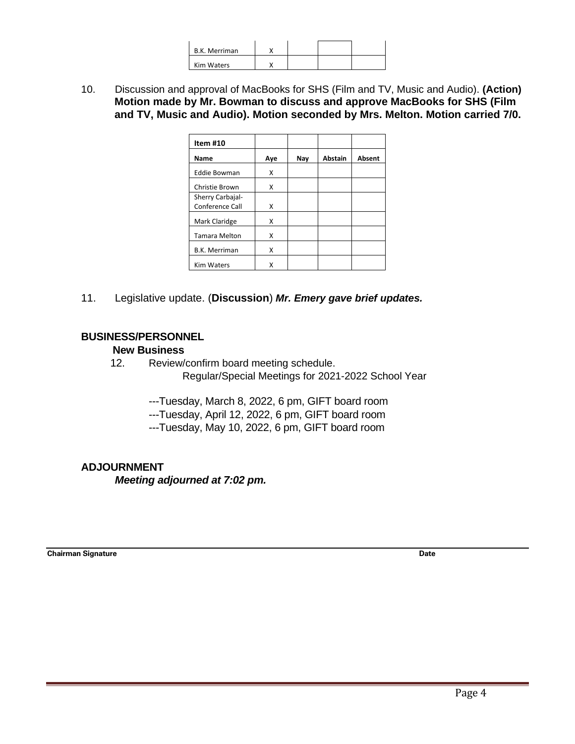| | | | | |
|---|---|---|---|---|
| B.K. Merriman | X | | | |
| Kim Waters | X | | | |

10. Discussion and approval of MacBooks for SHS (Film and TV, Music and Audio). **(Action)** **Motion made by Mr. Bowman to discuss and approve MacBooks for SHS (Film and TV, Music and Audio). Motion seconded by Mrs. Melton. Motion carried 7/0.**

| **Item #10** | | | | |
|---|---|---|---|---|
| **Name** | **Aye** | **Nay** | **Abstain** | **Absent** |
| Eddie Bowman | X | | | |
| Christie Brown | X | | | |
| Sherry Carbajal-Conference Call | X | | | |
| Mark Claridge | X | | | |
| Tamara Melton | X | | | |
| B.K. Merriman | X | | | |
| Kim Waters | X | | | |

11. Legislative update. (**Discussion**) ***Mr. Emery gave brief updates.***

## BUSINESS/PERSONNEL

### New Business

12. Review/confirm board meeting schedule.
    Regular/Special Meetings for 2021-2022 School Year

    ---Tuesday, March 8, 2022, 6 pm, GIFT board room
    ---Tuesday, April 12, 2022, 6 pm, GIFT board room
    ---Tuesday, May 10, 2022, 6 pm, GIFT board room

## ADJOURNMENT

***Meeting adjourned at 7:02 pm.***

**Chairman Signature** **Date**